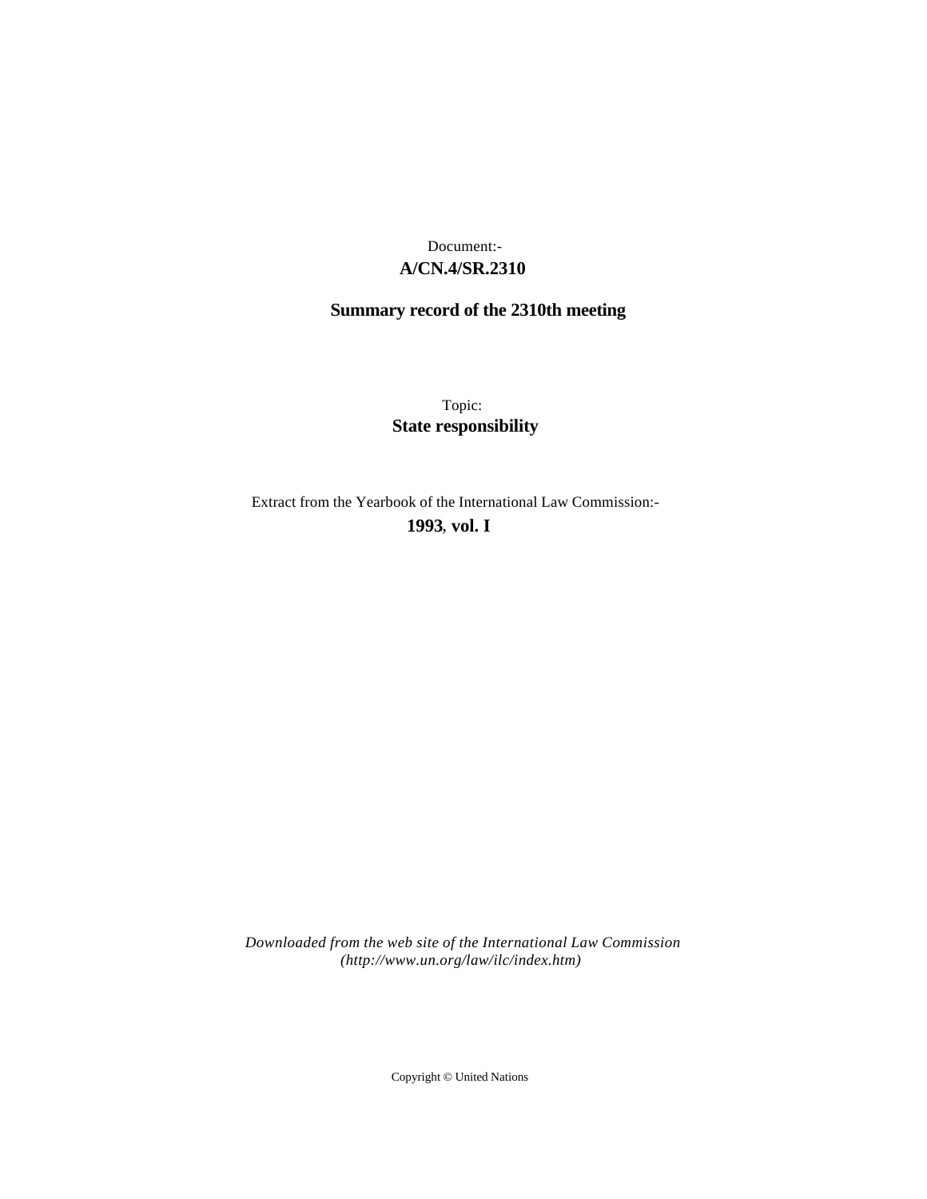Document:-

**A/CN.4/SR.2310**

**Summary record of the 2310th meeting**

Topic:

**State responsibility**

Extract from the Yearbook of the International Law Commission:-

**1993, vol. I**

*Downloaded from the web site of the International Law Commission (http://www.un.org/law/ilc/index.htm)*

Copyright © United Nations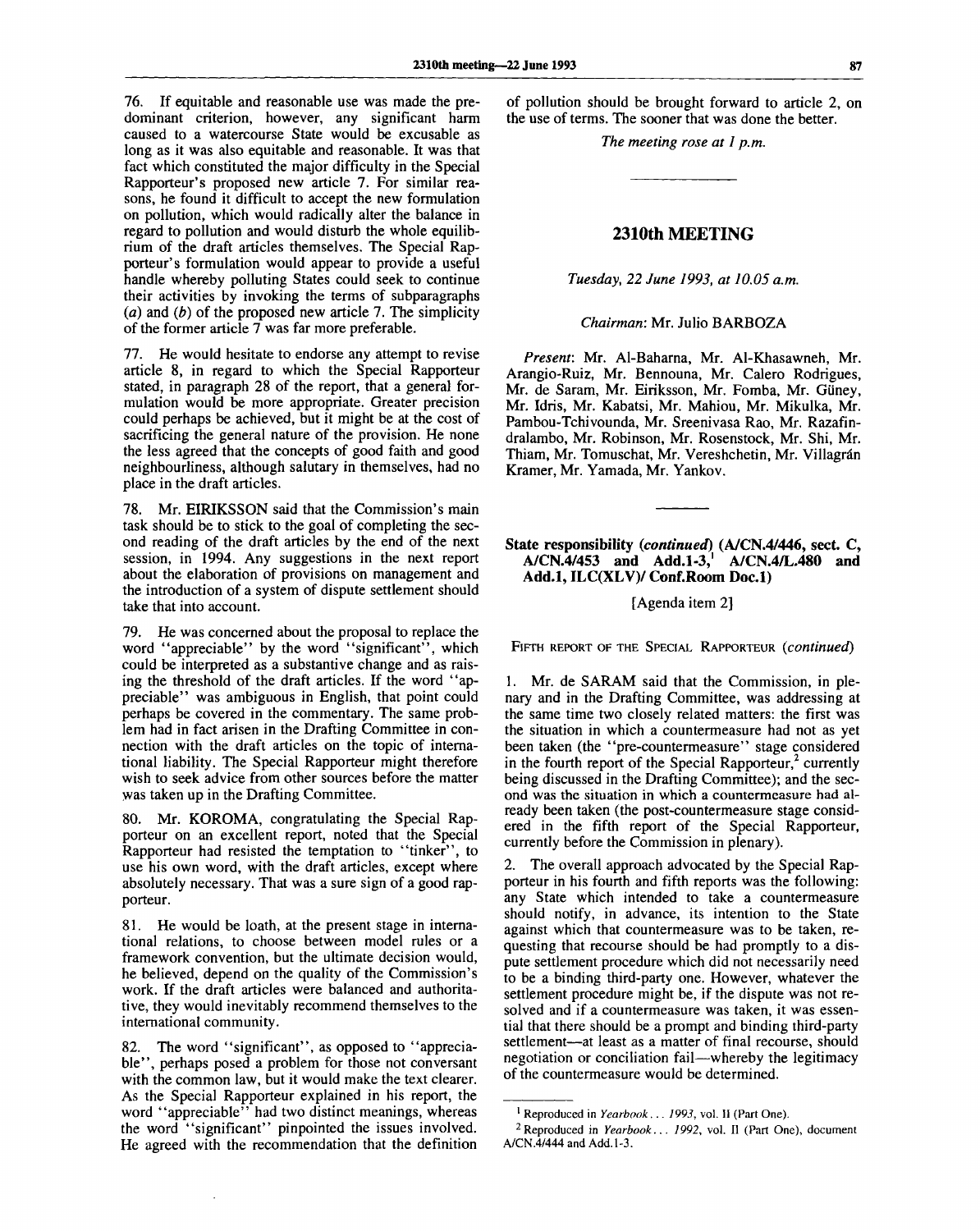76. If equitable and reasonable use was made the predominant criterion, however, any significant harm caused to a watercourse State would be excusable as long as it was also equitable and reasonable. It was that fact which constituted the major difficulty in the Special Rapporteur's proposed new article 7. For similar reasons, he found it difficult to accept the new formulation on pollution, which would radically alter the balance in regard to pollution and would disturb the whole equilibrium of the draft articles themselves. The Special Rapporteur's formulation would appear to provide a useful handle whereby polluting States could seek to continue their activities by invoking the terms of subparagraphs (*a*) and (*b*) of the proposed new article 7. The simplicity of the former article 7 was far more preferable.

77. He would hesitate to endorse any attempt to revise article 8, in regard to which the Special Rapporteur stated, in paragraph 28 of the report, that a general formulation would be more appropriate. Greater precision could perhaps be achieved, but it might be at the cost of sacrificing the general nature of the provision. He none the less agreed that the concepts of good faith and good neighbourliness, although salutary in themselves, had no place in the draft articles.

78. Mr. EIRIKSSON said that the Commission's main task should be to stick to the goal of completing the second reading of the draft articles by the end of the next session, in 1994. Any suggestions in the next report about the elaboration of provisions on management and the introduction of a system of dispute settlement should take that into account.

79. He was concerned about the proposal to replace the word "appreciable" by the word "significant", which could be interpreted as a substantive change and as raising the threshold of the draft articles. If the word "appreciable" was ambiguous in English, that point could perhaps be covered in the commentary. The same problem had in fact arisen in the Drafting Committee in connection with the draft articles on the topic of international liability. The Special Rapporteur might therefore wish to seek advice from other sources before the matter was taken up in the Drafting Committee.

80. Mr. KOROMA, congratulating the Special Rapporteur on an excellent report, noted that the Special Rapporteur had resisted the temptation to "tinker", to use his own word, with the draft articles, except where absolutely necessary. That was a sure sign of a good rapporteur.

81. He would be loath, at the present stage in international relations, to choose between model rules or a framework convention, but the ultimate decision would, he believed, depend on the quality of the Commission's work. If the draft articles were balanced and authoritative, they would inevitably recommend themselves to the international community.

82. The word "significant", as opposed to "appreciable", perhaps posed a problem for those not conversant with the common law, but it would make the text clearer. As the Special Rapporteur explained in his report, the word "appreciable" had two distinct meanings, whereas the word "significant" pinpointed the issues involved. He agreed with the recommendation that the definition of pollution should be brought forward to article 2, on the use of terms. The sooner that was done the better.

*The meeting rose at 1 p.m.*

---

## 2310th MEETING

*Tuesday, 22 June 1993, at 10.05 a.m.*

*Chairman*: Mr. Julio BARBOZA

*Present*: Mr. Al-Baharna, Mr. Al-Khasawneh, Mr. Arangio-Ruiz, Mr. Bennouna, Mr. Calero Rodrigues, Mr. de Saram, Mr. Eiriksson, Mr. Fomba, Mr. Güney, Mr. Idris, Mr. Kabatsi, Mr. Mahiou, Mr. Mikulka, Mr. Pambou-Tchivounda, Mr. Sreenivasa Rao, Mr. Razafindralambo, Mr. Robinson, Mr. Rosenstock, Mr. Shi, Mr. Thiam, Mr. Tomuschat, Mr. Vereshchetin, Mr. Villagrán Kramer, Mr. Yamada, Mr. Yankov.

---

### State responsibility (*continued*) (A/CN.4/446, sect. C, A/CN.4/453 and Add.1-3,[1] A/CN.4/L.480 and Add.1, ILC(XLV)/ Conf.Room Doc.1)

[Agenda item 2]

FIFTH REPORT OF THE SPECIAL RAPPORTEUR (*continued*)

1. Mr. de SARAM said that the Commission, in plenary and in the Drafting Committee, was addressing at the same time two closely related matters: the first was the situation in which a countermeasure had not as yet been taken (the "pre-countermeasure" stage considered in the fourth report of the Special Rapporteur,[2] currently being discussed in the Drafting Committee); and the second was the situation in which a countermeasure had already been taken (the post-countermeasure stage considered in the fifth report of the Special Rapporteur, currently before the Commission in plenary).

2. The overall approach advocated by the Special Rapporteur in his fourth and fifth reports was the following: any State which intended to take a countermeasure should notify, in advance, its intention to the State against which that countermeasure was to be taken, requesting that recourse should be had promptly to a dispute settlement procedure which did not necessarily need to be a binding third-party one. However, whatever the settlement procedure might be, if the dispute was not resolved and if a countermeasure was taken, it was essential that there should be a prompt and binding third-party settlement—at least as a matter of final recourse, should negotiation or conciliation fail—whereby the legitimacy of the countermeasure would be determined.

---

[1] Reproduced in *Yearbook . . . 1993*, vol. II (Part One).

[2] Reproduced in *Yearbook . . . 1992*, vol. II (Part One), document A/CN.4/444 and Add.1-3.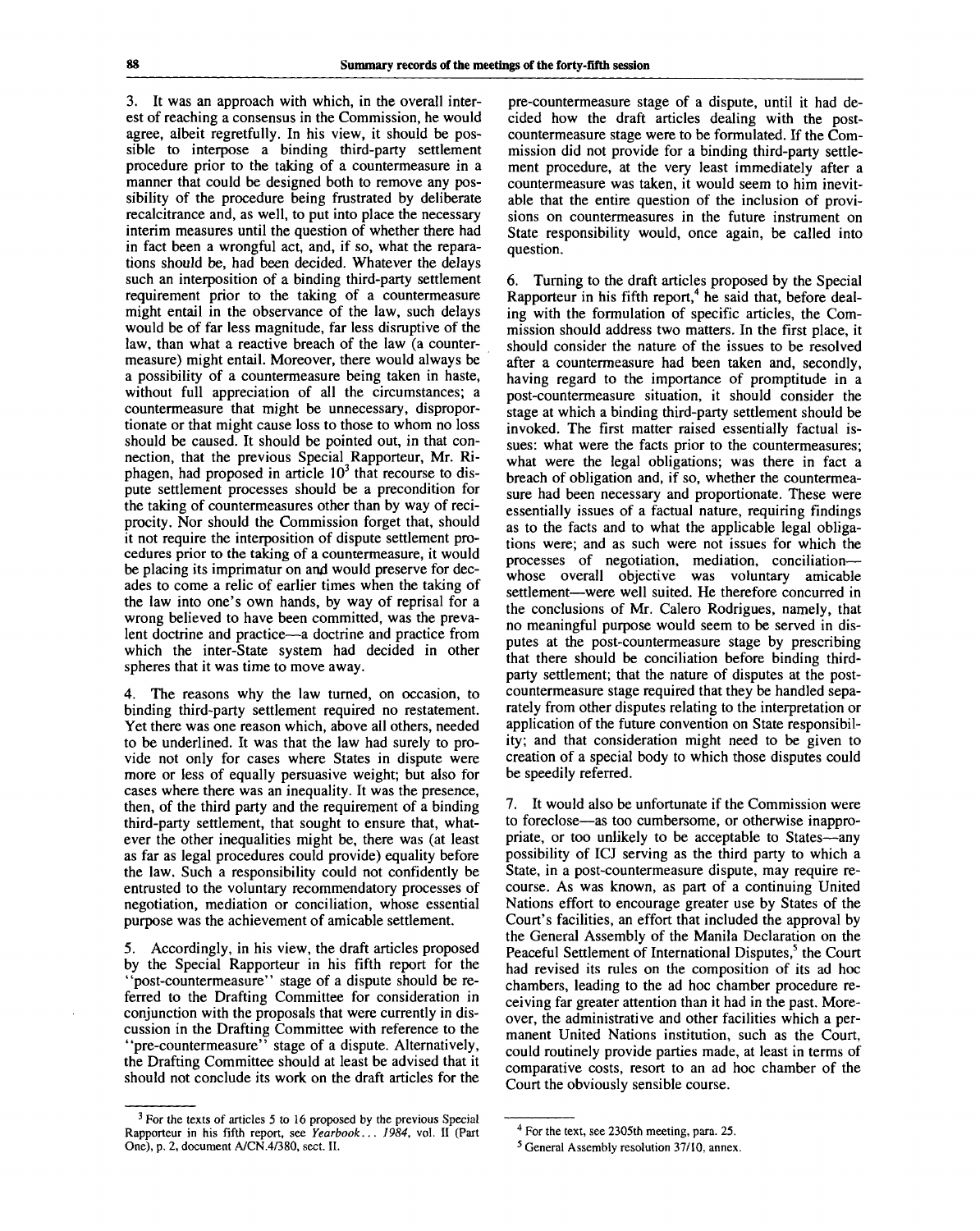3. It was an approach with which, in the overall interest of reaching a consensus in the Commission, he would agree, albeit regretfully. In his view, it should be possible to interpose a binding third-party settlement procedure prior to the taking of a countermeasure in a manner that could be designed both to remove any possibility of the procedure being frustrated by deliberate recalcitrance and, as well, to put into place the necessary interim measures until the question of whether there had in fact been a wrongful act, and, if so, what the reparations should be, had been decided. Whatever the delays such an interposition of a binding third-party settlement requirement prior to the taking of a countermeasure might entail in the observance of the law, such delays would be of far less magnitude, far less disruptive of the law, than what a reactive breach of the law (a countermeasure) might entail. Moreover, there would always be a possibility of a countermeasure being taken in haste, without full appreciation of all the circumstances; a countermeasure that might be unnecessary, disproportionate or that might cause loss to those to whom no loss should be caused. It should be pointed out, in that connection, that the previous Special Rapporteur, Mr. Riphagen, had proposed in article 10[3] that recourse to dispute settlement processes should be a precondition for the taking of countermeasures other than by way of reciprocity. Nor should the Commission forget that, should it not require the interposition of dispute settlement procedures prior to the taking of a countermeasure, it would be placing its imprimatur on and would preserve for decades to come a relic of earlier times when the taking of the law into one's own hands, by way of reprisal for a wrong believed to have been committed, was the prevalent doctrine and practice—a doctrine and practice from which the inter-State system had decided in other spheres that it was time to move away.

4. The reasons why the law turned, on occasion, to binding third-party settlement required no restatement. Yet there was one reason which, above all others, needed to be underlined. It was that the law had surely to provide not only for cases where States in dispute were more or less of equally persuasive weight; but also for cases where there was an inequality. It was the presence, then, of the third party and the requirement of a binding third-party settlement, that sought to ensure that, whatever the other inequalities might be, there was (at least as far as legal procedures could provide) equality before the law. Such a responsibility could not confidently be entrusted to the voluntary recommendatory processes of negotiation, mediation or conciliation, whose essential purpose was the achievement of amicable settlement.

5. Accordingly, in his view, the draft articles proposed by the Special Rapporteur in his fifth report for the "post-countermeasure" stage of a dispute should be referred to the Drafting Committee for consideration in conjunction with the proposals that were currently in discussion in the Drafting Committee with reference to the "pre-countermeasure" stage of a dispute. Alternatively, the Drafting Committee should at least be advised that it should not conclude its work on the draft articles for the pre-countermeasure stage of a dispute, until it had decided how the draft articles dealing with the post-countermeasure stage were to be formulated. If the Commission did not provide for a binding third-party settlement procedure, at the very least immediately after a countermeasure was taken, it would seem to him inevitable that the entire question of the inclusion of provisions on countermeasures in the future instrument on State responsibility would, once again, be called into question.

6. Turning to the draft articles proposed by the Special Rapporteur in his fifth report,[4] he said that, before dealing with the formulation of specific articles, the Commission should address two matters. In the first place, it should consider the nature of the issues to be resolved after a countermeasure had been taken and, secondly, having regard to the importance of promptitude in a post-countermeasure situation, it should consider the stage at which a binding third-party settlement should be invoked. The first matter raised essentially factual issues: what were the facts prior to the countermeasures; what were the legal obligations; was there in fact a breach of obligation and, if so, whether the countermeasure had been necessary and proportionate. These were essentially issues of a factual nature, requiring findings as to the facts and to what the applicable legal obligations were; and as such were not issues for which the processes of negotiation, mediation, conciliation—whose overall objective was voluntary amicable settlement—were well suited. He therefore concurred in the conclusions of Mr. Calero Rodrigues, namely, that no meaningful purpose would seem to be served in disputes at the post-countermeasure stage by prescribing that there should be conciliation before binding third-party settlement; that the nature of disputes at the post-countermeasure stage required that they be handled separately from other disputes relating to the interpretation or application of the future convention on State responsibility; and that consideration might need to be given to creation of a special body to which those disputes could be speedily referred.

7. It would also be unfortunate if the Commission were to foreclose—as too cumbersome, or otherwise inappropriate, or too unlikely to be acceptable to States—any possibility of ICJ serving as the third party to which a State, in a post-countermeasure dispute, may require recourse. As was known, as part of a continuing United Nations effort to encourage greater use by States of the Court's facilities, an effort that included the approval by the General Assembly of the Manila Declaration on the Peaceful Settlement of International Disputes,[5] the Court had revised its rules on the composition of its ad hoc chambers, leading to the ad hoc chamber procedure receiving far greater attention than it had in the past. Moreover, the administrative and other facilities which a permanent United Nations institution, such as the Court, could routinely provide parties made, at least in terms of comparative costs, resort to an ad hoc chamber of the Court the obviously sensible course.

---

[3] For the texts of articles 5 to 16 proposed by the previous Special Rapporteur in his fifth report, see *Yearbook... 1984*, vol. II (Part One), p. 2, document A/CN.4/380, sect. II.

[4] For the text, see 2305th meeting, para. 25.

[5] General Assembly resolution 37/10, annex.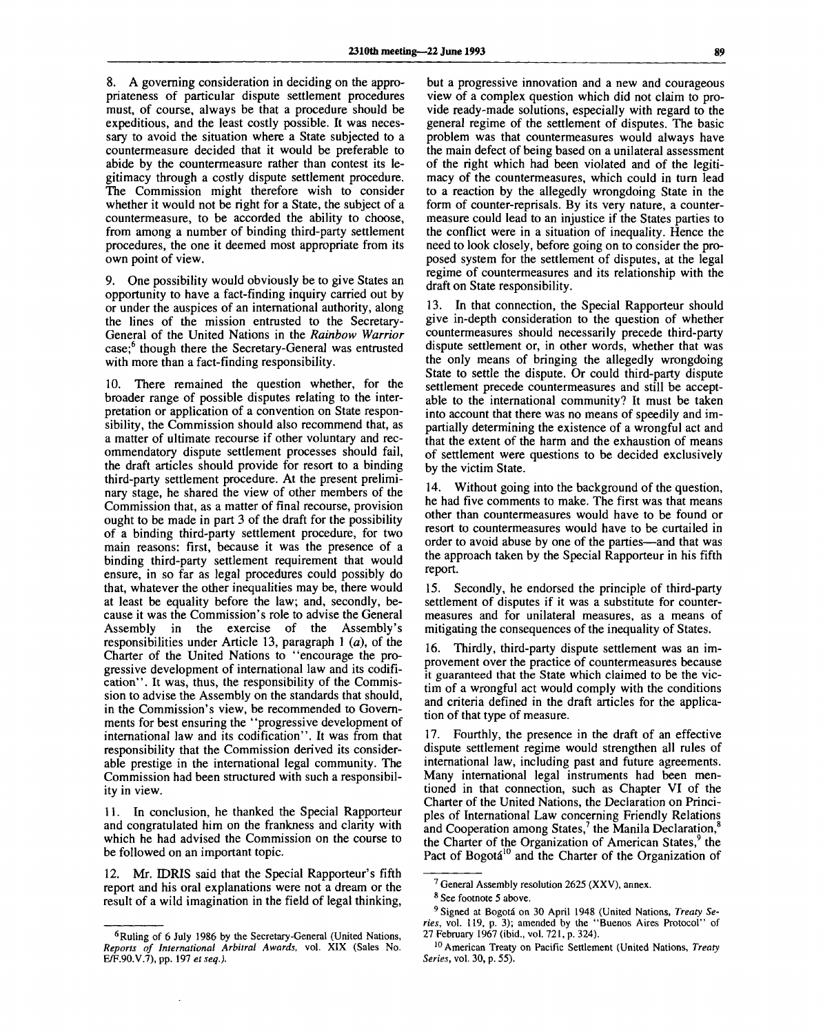8. A governing consideration in deciding on the appropriateness of particular dispute settlement procedures must, of course, always be that a procedure should be expeditious, and the least costly possible. It was necessary to avoid the situation where a State subjected to a countermeasure decided that it would be preferable to abide by the countermeasure rather than contest its legitimacy through a costly dispute settlement procedure. The Commission might therefore wish to consider whether it would not be right for a State, the subject of a countermeasure, to be accorded the ability to choose, from among a number of binding third-party settlement procedures, the one it deemed most appropriate from its own point of view.

9. One possibility would obviously be to give States an opportunity to have a fact-finding inquiry carried out by or under the auspices of an international authority, along the lines of the mission entrusted to the Secretary-General of the United Nations in the *Rainbow Warrior* case;[6] though there the Secretary-General was entrusted with more than a fact-finding responsibility.

10. There remained the question whether, for the broader range of possible disputes relating to the interpretation or application of a convention on State responsibility, the Commission should also recommend that, as a matter of ultimate recourse if other voluntary and recommendatory dispute settlement processes should fail, the draft articles should provide for resort to a binding third-party settlement procedure. At the present preliminary stage, he shared the view of other members of the Commission that, as a matter of final recourse, provision ought to be made in part 3 of the draft for the possibility of a binding third-party settlement procedure, for two main reasons: first, because it was the presence of a binding third-party settlement requirement that would ensure, in so far as legal procedures could possibly do that, whatever the other inequalities may be, there would at least be equality before the law; and, secondly, because it was the Commission's role to advise the General Assembly in the exercise of the Assembly's responsibilities under Article 13, paragraph 1 (*a*), of the Charter of the United Nations to "encourage the progressive development of international law and its codification". It was, thus, the responsibility of the Commission to advise the Assembly on the standards that should, in the Commission's view, be recommended to Governments for best ensuring the "progressive development of international law and its codification". It was from that responsibility that the Commission derived its considerable prestige in the international legal community. The Commission had been structured with such a responsibility in view.

11. In conclusion, he thanked the Special Rapporteur and congratulated him on the frankness and clarity with which he had advised the Commission on the course to be followed on an important topic.

12. Mr. IDRIS said that the Special Rapporteur's fifth report and his oral explanations were not a dream or the result of a wild imagination in the field of legal thinking, but a progressive innovation and a new and courageous view of a complex question which did not claim to provide ready-made solutions, especially with regard to the general regime of the settlement of disputes. The basic problem was that countermeasures would always have the main defect of being based on a unilateral assessment of the right which had been violated and of the legitimacy of the countermeasures, which could in turn lead to a reaction by the allegedly wrongdoing State in the form of counter-reprisals. By its very nature, a countermeasure could lead to an injustice if the States parties to the conflict were in a situation of inequality. Hence the need to look closely, before going on to consider the proposed system for the settlement of disputes, at the legal regime of countermeasures and its relationship with the draft on State responsibility.

13. In that connection, the Special Rapporteur should give in-depth consideration to the question of whether countermeasures should necessarily precede third-party dispute settlement or, in other words, whether that was the only means of bringing the allegedly wrongdoing State to settle the dispute. Or could third-party dispute settlement precede countermeasures and still be acceptable to the international community? It must be taken into account that there was no means of speedily and impartially determining the existence of a wrongful act and that the extent of the harm and the exhaustion of means of settlement were questions to be decided exclusively by the victim State.

14. Without going into the background of the question, he had five comments to make. The first was that means other than countermeasures would have to be found or resort to countermeasures would have to be curtailed in order to avoid abuse by one of the parties—and that was the approach taken by the Special Rapporteur in his fifth report.

15. Secondly, he endorsed the principle of third-party settlement of disputes if it was a substitute for countermeasures and for unilateral measures, as a means of mitigating the consequences of the inequality of States.

16. Thirdly, third-party dispute settlement was an improvement over the practice of countermeasures because it guaranteed that the State which claimed to be the victim of a wrongful act would comply with the conditions and criteria defined in the draft articles for the application of that type of measure.

17. Fourthly, the presence in the draft of an effective dispute settlement regime would strengthen all rules of international law, including past and future agreements. Many international legal instruments had been mentioned in that connection, such as Chapter VI of the Charter of the United Nations, the Declaration on Principles of International Law concerning Friendly Relations and Cooperation among States,[7] the Manila Declaration,[8] the Charter of the Organization of American States,[9] the Pact of Bogotá[10] and the Charter of the Organization of

---

[6] Ruling of 6 July 1986 by the Secretary-General (United Nations, *Reports of International Arbitral Awards*, vol. XIX (Sales No. E/F.90.V.7), pp. 197 *et seq.*).

[7] General Assembly resolution 2625 (XXV), annex.

[8] See footnote 5 above.

[9] Signed at Bogotá on 30 April 1948 (United Nations, *Treaty Series*, vol. 119, p. 3); amended by the "Buenos Aires Protocol" of 27 February 1967 (ibid., vol. 721, p. 324).

[10] American Treaty on Pacific Settlement (United Nations, *Treaty Series*, vol. 30, p. 55).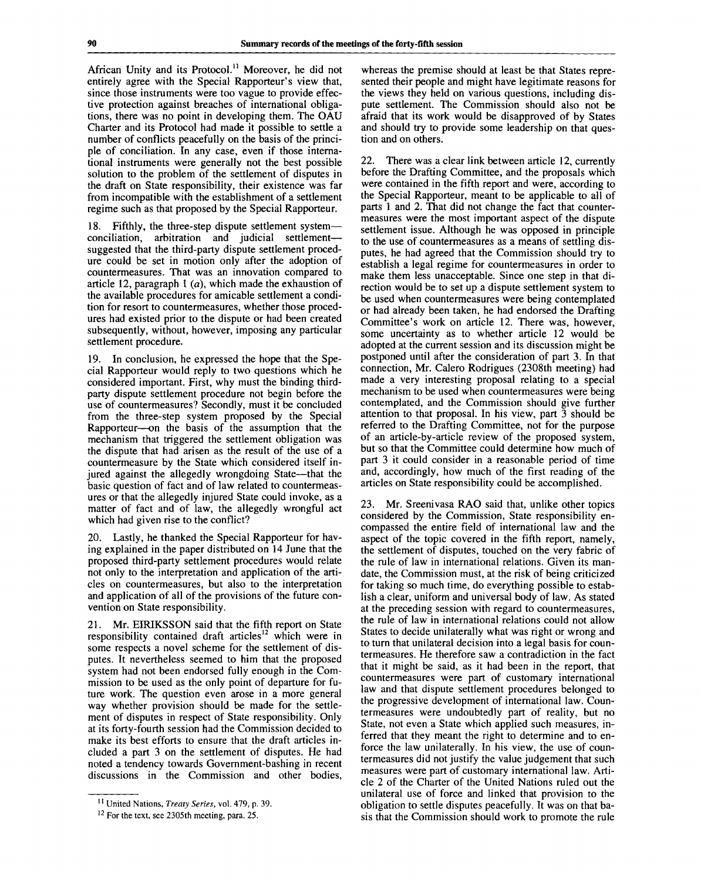African Unity and its Protocol.[11] Moreover, he did not entirely agree with the Special Rapporteur's view that, since those instruments were too vague to provide effective protection against breaches of international obligations, there was no point in developing them. The OAU Charter and its Protocol had made it possible to settle a number of conflicts peacefully on the basis of the principle of conciliation. In any case, even if those international instruments were generally not the best possible solution to the problem of the settlement of disputes in the draft on State responsibility, their existence was far from incompatible with the establishment of a settlement regime such as that proposed by the Special Rapporteur.

18. Fifthly, the three-step dispute settlement system—conciliation, arbitration and judicial settlement—suggested that the third-party dispute settlement procedure could be set in motion only after the adoption of countermeasures. That was an innovation compared to article 12, paragraph 1 (*a*), which made the exhaustion of the available procedures for amicable settlement a condition for resort to countermeasures, whether those procedures had existed prior to the dispute or had been created subsequently, without, however, imposing any particular settlement procedure.

19. In conclusion, he expressed the hope that the Special Rapporteur would reply to two questions which he considered important. First, why must the binding third-party dispute settlement procedure not begin before the use of countermeasures? Secondly, must it be concluded from the three-step system proposed by the Special Rapporteur—on the basis of the assumption that the mechanism that triggered the settlement obligation was the dispute that had arisen as the result of the use of a countermeasure by the State which considered itself injured against the allegedly wrongdoing State—that the basic question of fact and of law related to countermeasures or that the allegedly injured State could invoke, as a matter of fact and of law, the allegedly wrongful act which had given rise to the conflict?

20. Lastly, he thanked the Special Rapporteur for having explained in the paper distributed on 14 June that the proposed third-party settlement procedures would relate not only to the interpretation and application of the articles on countermeasures, but also to the interpretation and application of all of the provisions of the future convention on State responsibility.

21. Mr. EIRIKSSON said that the fifth report on State responsibility contained draft articles[12] which were in some respects a novel scheme for the settlement of disputes. It nevertheless seemed to him that the proposed system had not been endorsed fully enough in the Commission to be used as the only point of departure for future work. The question even arose in a more general way whether provision should be made for the settlement of disputes in respect of State responsibility. Only at its forty-fourth session had the Commission decided to make its best efforts to ensure that the draft articles included a part 3 on the settlement of disputes. He had noted a tendency towards Government-bashing in recent discussions in the Commission and other bodies, whereas the premise should at least be that States represented their people and might have legitimate reasons for the views they held on various questions, including dispute settlement. The Commission should also not be afraid that its work would be disapproved of by States and should try to provide some leadership on that question and on others.

22. There was a clear link between article 12, currently before the Drafting Committee, and the proposals which were contained in the fifth report and were, according to the Special Rapporteur, meant to be applicable to all of parts 1 and 2. That did not change the fact that countermeasures were the most important aspect of the dispute settlement issue. Although he was opposed in principle to the use of countermeasures as a means of settling disputes, he had agreed that the Commission should try to establish a legal regime for countermeasures in order to make them less unacceptable. Since one step in that direction would be to set up a dispute settlement system to be used when countermeasures were being contemplated or had already been taken, he had endorsed the Drafting Committee's work on article 12. There was, however, some uncertainty as to whether article 12 would be adopted at the current session and its discussion might be postponed until after the consideration of part 3. In that connection, Mr. Calero Rodrigues (2308th meeting) had made a very interesting proposal relating to a special mechanism to be used when countermeasures were being contemplated, and the Commission should give further attention to that proposal. In his view, part 3 should be referred to the Drafting Committee, not for the purpose of an article-by-article review of the proposed system, but so that the Committee could determine how much of part 3 it could consider in a reasonable period of time and, accordingly, how much of the first reading of the articles on State responsibility could be accomplished.

23. Mr. Sreenivasa RAO said that, unlike other topics considered by the Commission, State responsibility encompassed the entire field of international law and the aspect of the topic covered in the fifth report, namely, the settlement of disputes, touched on the very fabric of the rule of law in international relations. Given its mandate, the Commission must, at the risk of being criticized for taking so much time, do everything possible to establish a clear, uniform and universal body of law. As stated at the preceding session with regard to countermeasures, the rule of law in international relations could not allow States to decide unilaterally what was right or wrong and to turn that unilateral decision into a legal basis for countermeasures. He therefore saw a contradiction in the fact that it might be said, as it had been in the report, that countermeasures were part of customary international law and that dispute settlement procedures belonged to the progressive development of international law. Countermeasures were undoubtedly part of reality, but no State, not even a State which applied such measures, inferred that they meant the right to determine and to enforce the law unilaterally. In his view, the use of countermeasures did not justify the value judgement that such measures were part of customary international law. Article 2 of the Charter of the United Nations ruled out the unilateral use of force and linked that provision to the obligation to settle disputes peacefully. It was on that basis that the Commission should work to promote the rule

---

[11] United Nations, *Treaty Series*, vol. 479, p. 39.

[12] For the text, see 2305th meeting, para. 25.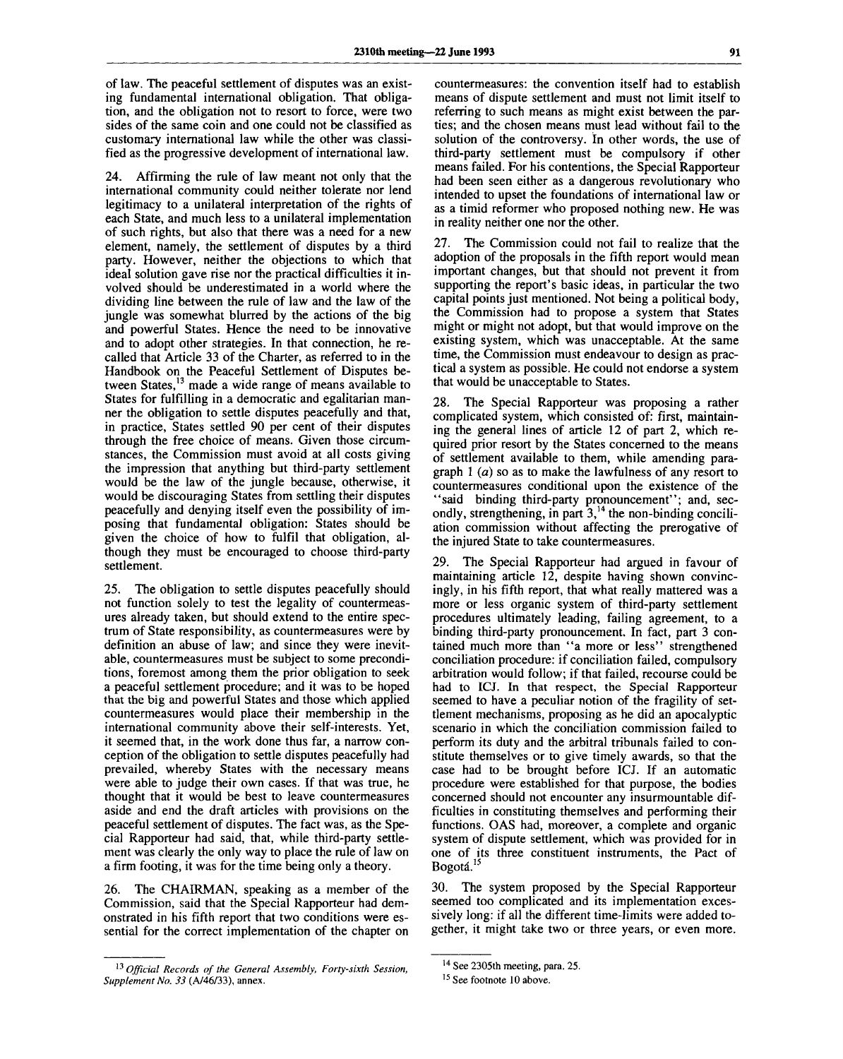of law. The peaceful settlement of disputes was an existing fundamental international obligation. That obligation, and the obligation not to resort to force, were two sides of the same coin and one could not be classified as customary international law while the other was classified as the progressive development of international law.

24. Affirming the rule of law meant not only that the international community could neither tolerate nor lend legitimacy to a unilateral interpretation of the rights of each State, and much less to a unilateral implementation of such rights, but also that there was a need for a new element, namely, the settlement of disputes by a third party. However, neither the objections to which that ideal solution gave rise nor the practical difficulties it involved should be underestimated in a world where the dividing line between the rule of law and the law of the jungle was somewhat blurred by the actions of the big and powerful States. Hence the need to be innovative and to adopt other strategies. In that connection, he recalled that Article 33 of the Charter, as referred to in the Handbook on the Peaceful Settlement of Disputes between States,[13] made a wide range of means available to States for fulfilling in a democratic and egalitarian manner the obligation to settle disputes peacefully and that, in practice, States settled 90 per cent of their disputes through the free choice of means. Given those circumstances, the Commission must avoid at all costs giving the impression that anything but third-party settlement would be the law of the jungle because, otherwise, it would be discouraging States from settling their disputes peacefully and denying itself even the possibility of imposing that fundamental obligation: States should be given the choice of how to fulfil that obligation, although they must be encouraged to choose third-party settlement.

25. The obligation to settle disputes peacefully should not function solely to test the legality of countermeasures already taken, but should extend to the entire spectrum of State responsibility, as countermeasures were by definition an abuse of law; and since they were inevitable, countermeasures must be subject to some preconditions, foremost among them the prior obligation to seek a peaceful settlement procedure; and it was to be hoped that the big and powerful States and those which applied countermeasures would place their membership in the international community above their self-interests. Yet, it seemed that, in the work done thus far, a narrow conception of the obligation to settle disputes peacefully had prevailed, whereby States with the necessary means were able to judge their own cases. If that was true, he thought that it would be best to leave countermeasures aside and end the draft articles with provisions on the peaceful settlement of disputes. The fact was, as the Special Rapporteur had said, that, while third-party settlement was clearly the only way to place the rule of law on a firm footing, it was for the time being only a theory.

26. The CHAIRMAN, speaking as a member of the Commission, said that the Special Rapporteur had demonstrated in his fifth report that two conditions were essential for the correct implementation of the chapter on countermeasures: the convention itself had to establish means of dispute settlement and must not limit itself to referring to such means as might exist between the parties; and the chosen means must lead without fail to the solution of the controversy. In other words, the use of third-party settlement must be compulsory if other means failed. For his contentions, the Special Rapporteur had been seen either as a dangerous revolutionary who intended to upset the foundations of international law or as a timid reformer who proposed nothing new. He was in reality neither one nor the other.

27. The Commission could not fail to realize that the adoption of the proposals in the fifth report would mean important changes, but that should not prevent it from supporting the report's basic ideas, in particular the two capital points just mentioned. Not being a political body, the Commission had to propose a system that States might or might not adopt, but that would improve on the existing system, which was unacceptable. At the same time, the Commission must endeavour to design as practical a system as possible. He could not endorse a system that would be unacceptable to States.

28. The Special Rapporteur was proposing a rather complicated system, which consisted of: first, maintaining the general lines of article 12 of part 2, which required prior resort by the States concerned to the means of settlement available to them, while amending paragraph 1 (*a*) so as to make the lawfulness of any resort to countermeasures conditional upon the existence of the "said binding third-party pronouncement"; and, secondly, strengthening, in part 3,[14] the non-binding conciliation commission without affecting the prerogative of the injured State to take countermeasures.

29. The Special Rapporteur had argued in favour of maintaining article 12, despite having shown convincingly, in his fifth report, that what really mattered was a more or less organic system of third-party settlement procedures ultimately leading, failing agreement, to a binding third-party pronouncement. In fact, part 3 contained much more than "a more or less" strengthened conciliation procedure: if conciliation failed, compulsory arbitration would follow; if that failed, recourse could be had to ICJ. In that respect, the Special Rapporteur seemed to have a peculiar notion of the fragility of settlement mechanisms, proposing as he did an apocalyptic scenario in which the conciliation commission failed to perform its duty and the arbitral tribunals failed to constitute themselves or to give timely awards, so that the case had to be brought before ICJ. If an automatic procedure were established for that purpose, the bodies concerned should not encounter any insurmountable difficulties in constituting themselves and performing their functions. OAS had, moreover, a complete and organic system of dispute settlement, which was provided for in one of its three constituent instruments, the Pact of Bogotá.[15]

30. The system proposed by the Special Rapporteur seemed too complicated and its implementation excessively long: if all the different time-limits were added together, it might take two or three years, or even more.

---

[13] *Official Records of the General Assembly, Forty-sixth Session, Supplement No. 33* (A/46/33), annex.

[14] See 2305th meeting, para. 25.

[15] See footnote 10 above.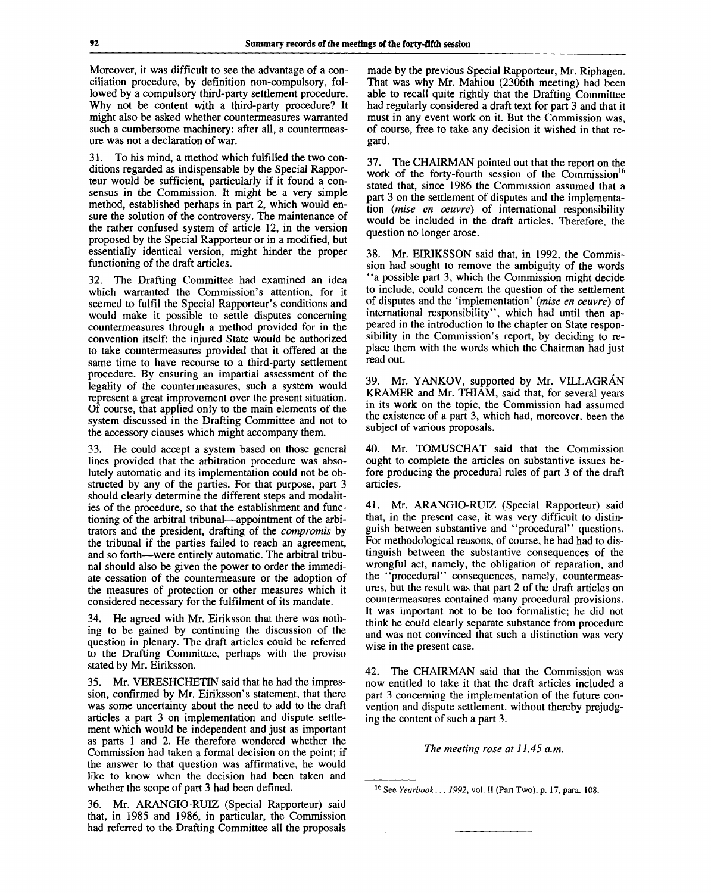Moreover, it was difficult to see the advantage of a conciliation procedure, by definition non-compulsory, followed by a compulsory third-party settlement procedure. Why not be content with a third-party procedure? It might also be asked whether countermeasures warranted such a cumbersome machinery: after all, a countermeasure was not a declaration of war.

31. To his mind, a method which fulfilled the two conditions regarded as indispensable by the Special Rapporteur would be sufficient, particularly if it found a consensus in the Commission. It might be a very simple method, established perhaps in part 2, which would ensure the solution of the controversy. The maintenance of the rather confused system of article 12, in the version proposed by the Special Rapporteur or in a modified, but essentially identical version, might hinder the proper functioning of the draft articles.

32. The Drafting Committee had examined an idea which warranted the Commission's attention, for it seemed to fulfil the Special Rapporteur's conditions and would make it possible to settle disputes concerning countermeasures through a method provided for in the convention itself: the injured State would be authorized to take countermeasures provided that it offered at the same time to have recourse to a third-party settlement procedure. By ensuring an impartial assessment of the legality of the countermeasures, such a system would represent a great improvement over the present situation. Of course, that applied only to the main elements of the system discussed in the Drafting Committee and not to the accessory clauses which might accompany them.

33. He could accept a system based on those general lines provided that the arbitration procedure was absolutely automatic and its implementation could not be obstructed by any of the parties. For that purpose, part 3 should clearly determine the different steps and modalities of the procedure, so that the establishment and functioning of the arbitral tribunal—appointment of the arbitrators and the president, drafting of the *compromis* by the tribunal if the parties failed to reach an agreement, and so forth—were entirely automatic. The arbitral tribunal should also be given the power to order the immediate cessation of the countermeasure or the adoption of the measures of protection or other measures which it considered necessary for the fulfilment of its mandate.

34. He agreed with Mr. Eiriksson that there was nothing to be gained by continuing the discussion of the question in plenary. The draft articles could be referred to the Drafting Committee, perhaps with the proviso stated by Mr. Eiriksson.

35. Mr. VERESHCHETIN said that he had the impression, confirmed by Mr. Eiriksson's statement, that there was some uncertainty about the need to add to the draft articles a part 3 on implementation and dispute settlement which would be independent and just as important as parts 1 and 2. He therefore wondered whether the Commission had taken a formal decision on the point; if the answer to that question was affirmative, he would like to know when the decision had been taken and whether the scope of part 3 had been defined.

36. Mr. ARANGIO-RUIZ (Special Rapporteur) said that, in 1985 and 1986, in particular, the Commission had referred to the Drafting Committee all the proposals made by the previous Special Rapporteur, Mr. Riphagen. That was why Mr. Mahiou (2306th meeting) had been able to recall quite rightly that the Drafting Committee had regularly considered a draft text for part 3 and that it must in any event work on it. But the Commission was, of course, free to take any decision it wished in that regard.

37. The CHAIRMAN pointed out that the report on the work of the forty-fourth session of the Commission[16] stated that, since 1986 the Commission assumed that a part 3 on the settlement of disputes and the implementation (*mise en œuvre*) of international responsibility would be included in the draft articles. Therefore, the question no longer arose.

38. Mr. EIRIKSSON said that, in 1992, the Commission had sought to remove the ambiguity of the words "a possible part 3, which the Commission might decide to include, could concern the question of the settlement of disputes and the 'implementation' (*mise en œuvre*) of international responsibility", which had until then appeared in the introduction to the chapter on State responsibility in the Commission's report, by deciding to replace them with the words which the Chairman had just read out.

39. Mr. YANKOV, supported by Mr. VILLAGRÁN KRAMER and Mr. THIAM, said that, for several years in its work on the topic, the Commission had assumed the existence of a part 3, which had, moreover, been the subject of various proposals.

40. Mr. TOMUSCHAT said that the Commission ought to complete the articles on substantive issues before producing the procedural rules of part 3 of the draft articles.

41. Mr. ARANGIO-RUIZ (Special Rapporteur) said that, in the present case, it was very difficult to distinguish between substantive and "procedural" questions. For methodological reasons, of course, he had had to distinguish between the substantive consequences of the wrongful act, namely, the obligation of reparation, and the "procedural" consequences, namely, countermeasures, but the result was that part 2 of the draft articles on countermeasures contained many procedural provisions. It was important not to be too formalistic; he did not think he could clearly separate substance from procedure and was not convinced that such a distinction was very wise in the present case.

42. The CHAIRMAN said that the Commission was now entitled to take it that the draft articles included a part 3 concerning the implementation of the future convention and dispute settlement, without thereby prejudging the content of such a part 3.

*The meeting rose at 11.45 a.m.*

---

[16] See *Yearbook . . . 1992*, vol. II (Part Two), p. 17, para. 108.